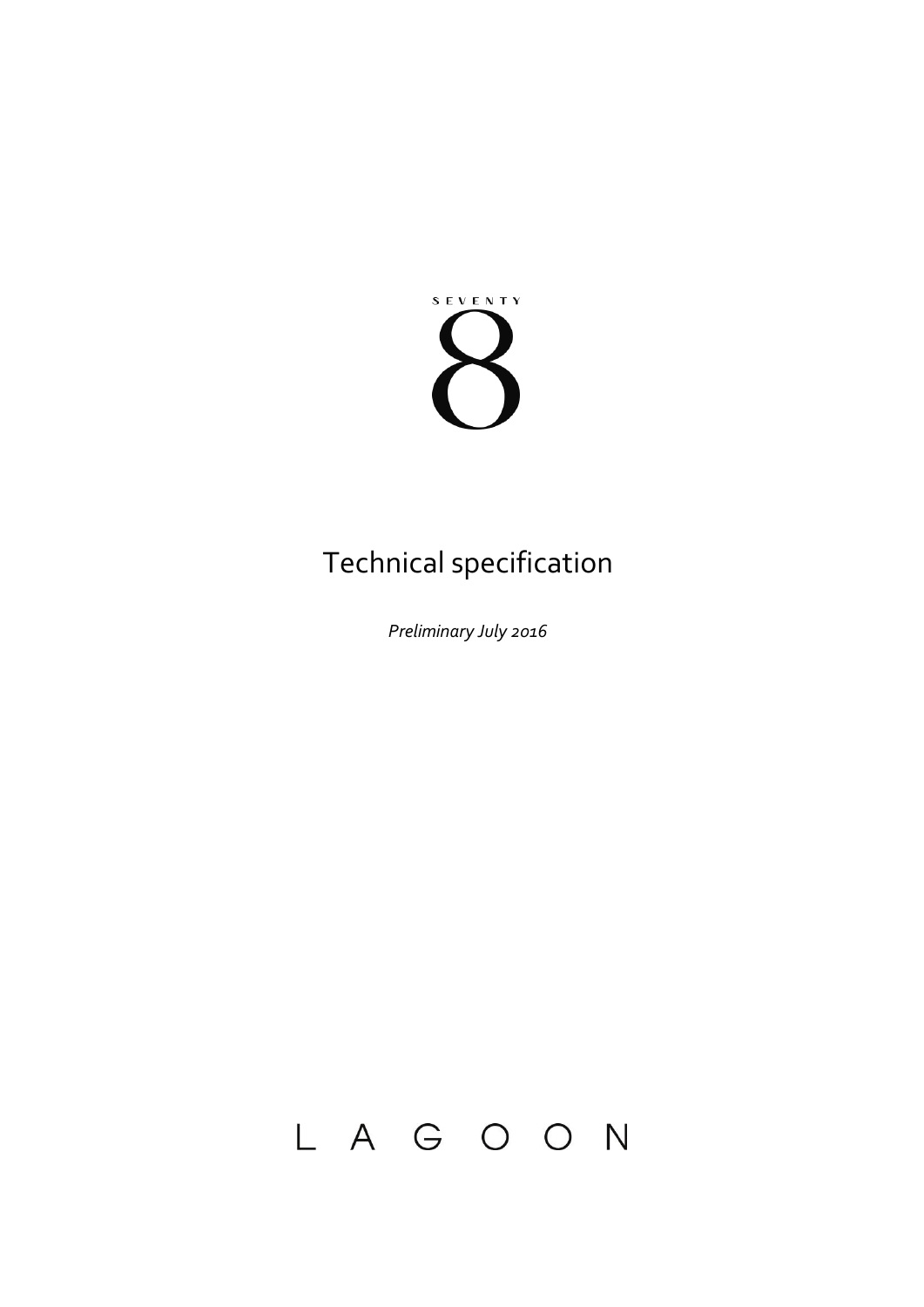SEVENTY

8

# Technical specification

*Preliminary July 2016*

LAGOON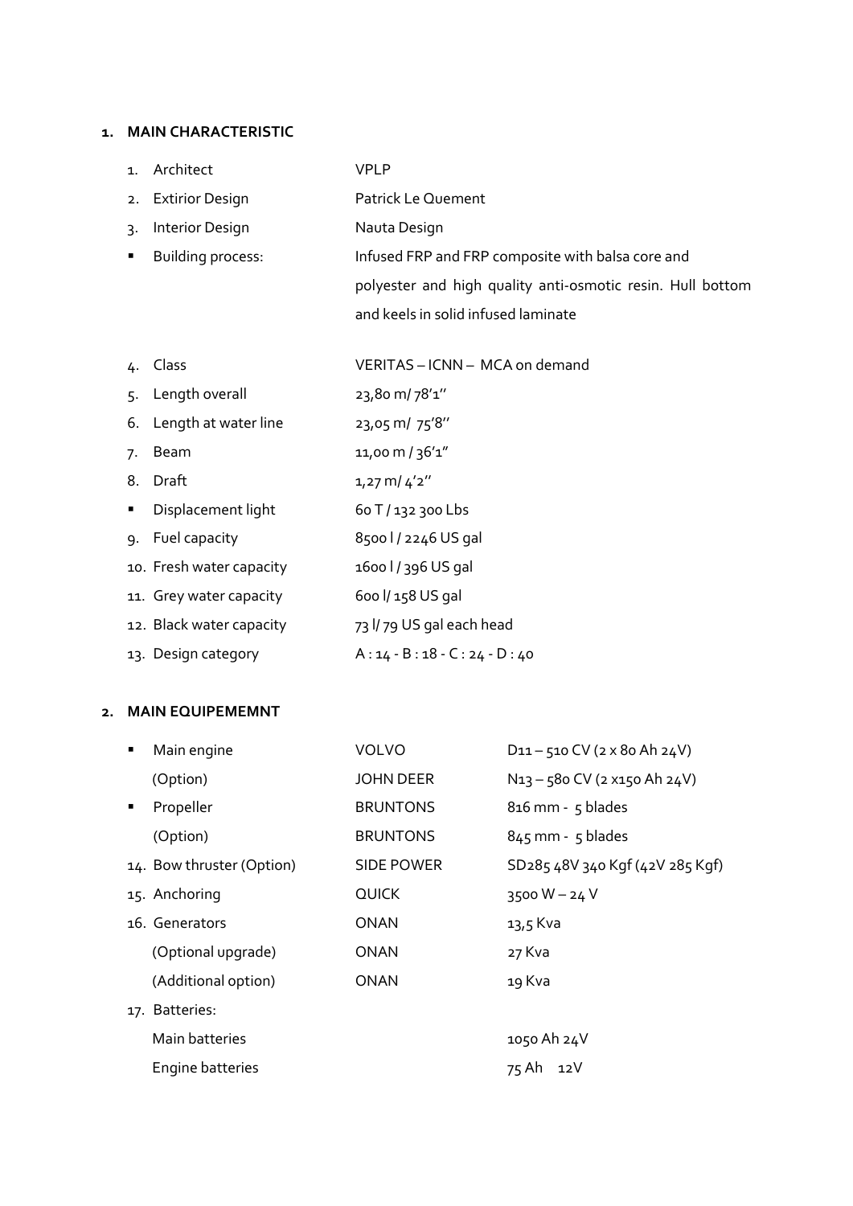1. **MAIN CHARACTERISTIC**

| | | |
|---|---|---|
| 1. | Architect | VPLP |
| 2. | Extirior Design | Patrick Le Quement |
| 3. | Interior Design | Nauta Design |
| ▪ | Building process: | Infused FRP and FRP composite with balsa core and polyester and high quality anti-osmotic resin. Hull bottom and keels in solid infused laminate |
| 4. | Class | VERITAS – ICNN – MCA on demand |
| 5. | Length overall | 23,80 m/ 78'1'' |
| 6. | Length at water line | 23,05 m/ 75'8'' |
| 7. | Beam | 11,00 m / 36'1" |
| 8. | Draft | 1,27 m/ 4'2'' |
| ▪ | Displacement light | 60 T / 132 300 Lbs |
| 9. | Fuel capacity | 8500 l / 2246 US gal |
| 10. | Fresh water capacity | 1600 l / 396 US gal |
| 11. | Grey water capacity | 600 l/ 158 US gal |
| 12. | Black water capacity | 73 l/ 79 US gal each head |
| 13. | Design category | A : 14 - B : 18 - C : 24 - D : 40 |

2. **MAIN EQUIPEMEMNT**

| | | | |
|---|---|---|---|
| ▪ | Main engine | VOLVO | D11 – 510 CV (2 x 80 Ah 24V) |
| | (Option) | JOHN DEER | N13 – 580 CV (2 x150 Ah 24V) |
| ▪ | Propeller | BRUNTONS | 816 mm - 5 blades |
| | (Option) | BRUNTONS | 845 mm - 5 blades |
| 14. | Bow thruster (Option) | SIDE POWER | SD285 48V 340 Kgf (42V 285 Kgf) |
| 15. | Anchoring | QUICK | 3500 W – 24 V |
| 16. | Generators | ONAN | 13,5 Kva |
| | (Optional upgrade) | ONAN | 27 Kva |
| | (Additional option) | ONAN | 19 Kva |
| 17. | Batteries: | | |
| | Main batteries | | 1050 Ah 24V |
| | Engine batteries | | 75 Ah 12V |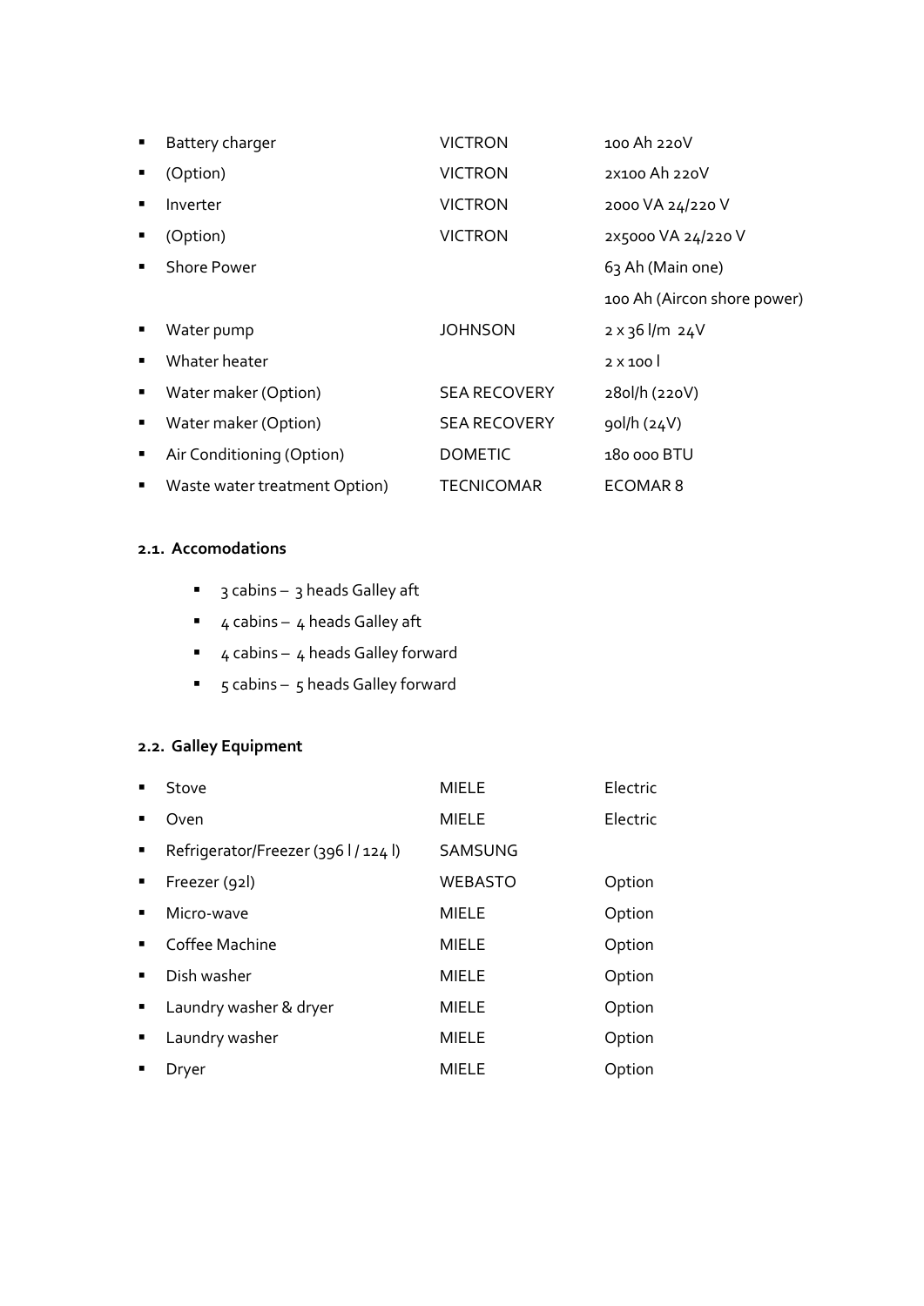- Battery charger VICTRON 100 Ah 220V
- (Option) VICTRON 2x100 Ah 220V
- Inverter VICTRON 2000 VA 24/220 V
- (Option) VICTRON 2x5000 VA 24/220 V
- Shore Power 63 Ah (Main one)
  100 Ah (Aircon shore power)
- Water pump JOHNSON 2 x 36 l/m 24V
- Whater heater 2 x 100 l
- Water maker (Option) SEA RECOVERY 280l/h (220V)
- Water maker (Option) SEA RECOVERY 90l/h (24V)
- Air Conditioning (Option) DOMETIC 180 000 BTU
- Waste water treatment Option) TECNICOMAR ECOMAR 8

## 2.1. Accomodations

- 3 cabins – 3 heads Galley aft
- 4 cabins – 4 heads Galley aft
- 4 cabins – 4 heads Galley forward
- 5 cabins – 5 heads Galley forward

## 2.2. Galley Equipment

- Stove MIELE Electric
- Oven MIELE Electric
- Refrigerator/Freezer (396 l / 124 l) SAMSUNG
- Freezer (92l) WEBASTO Option
- Micro-wave MIELE Option
- Coffee Machine MIELE Option
- Dish washer MIELE Option
- Laundry washer & dryer MIELE Option
- Laundry washer MIELE Option
- Dryer MIELE Option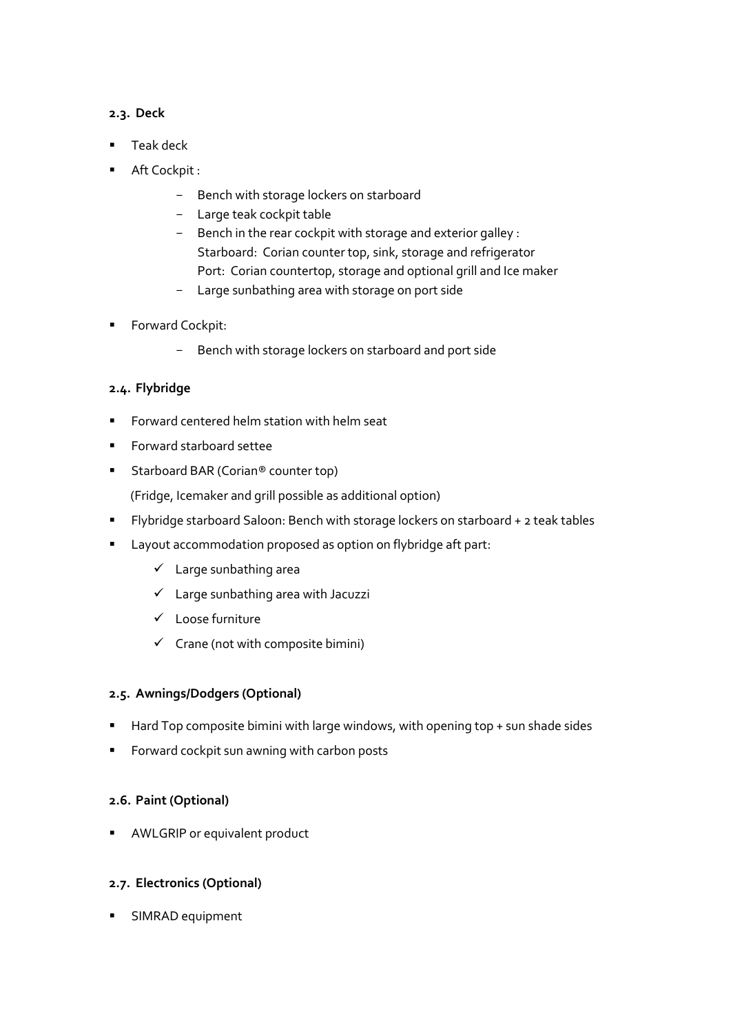### 2.3. Deck

- Teak deck
- Aft Cockpit :
  - Bench with storage lockers on starboard
  - Large teak cockpit table
  - Bench in the rear cockpit with storage and exterior galley :
    Starboard: Corian counter top, sink, storage and refrigerator
    Port: Corian countertop, storage and optional grill and Ice maker
  - Large sunbathing area with storage on port side
- Forward Cockpit:
  - Bench with storage lockers on starboard and port side

### 2.4. Flybridge

- Forward centered helm station with helm seat
- Forward starboard settee
- Starboard BAR (Corian® counter top)
  (Fridge, Icemaker and grill possible as additional option)
- Flybridge starboard Saloon: Bench with storage lockers on starboard + 2 teak tables
- Layout accommodation proposed as option on flybridge aft part:
  - ✓ Large sunbathing area
  - ✓ Large sunbathing area with Jacuzzi
  - ✓ Loose furniture
  - ✓ Crane (not with composite bimini)

### 2.5. Awnings/Dodgers (Optional)

- Hard Top composite bimini with large windows, with opening top + sun shade sides
- Forward cockpit sun awning with carbon posts

### 2.6. Paint (Optional)

- AWLGRIP or equivalent product

### 2.7. Electronics (Optional)

- SIMRAD equipment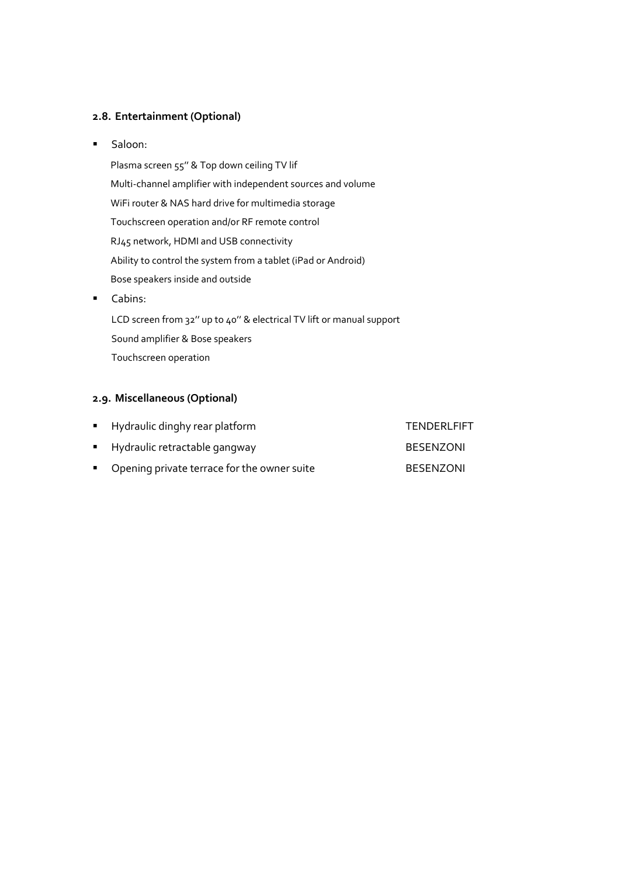### 2.8. Entertainment (Optional)

- Saloon:

  Plasma screen 55'' & Top down ceiling TV lif

  Multi-channel amplifier with independent sources and volume

  WiFi router & NAS hard drive for multimedia storage

  Touchscreen operation and/or RF remote control

  RJ45 network, HDMI and USB connectivity

  Ability to control the system from a tablet (iPad or Android)

  Bose speakers inside and outside

- Cabins:

  LCD screen from 32'' up to 40'' & electrical TV lift or manual support

  Sound amplifier & Bose speakers

  Touchscreen operation

### 2.9. Miscellaneous (Optional)

| | |
|---|---|
| Hydraulic dinghy rear platform | TENDERLFIFT |
| Hydraulic retractable gangway | BESENZONI |
| Opening private terrace for the owner suite | BESENZONI |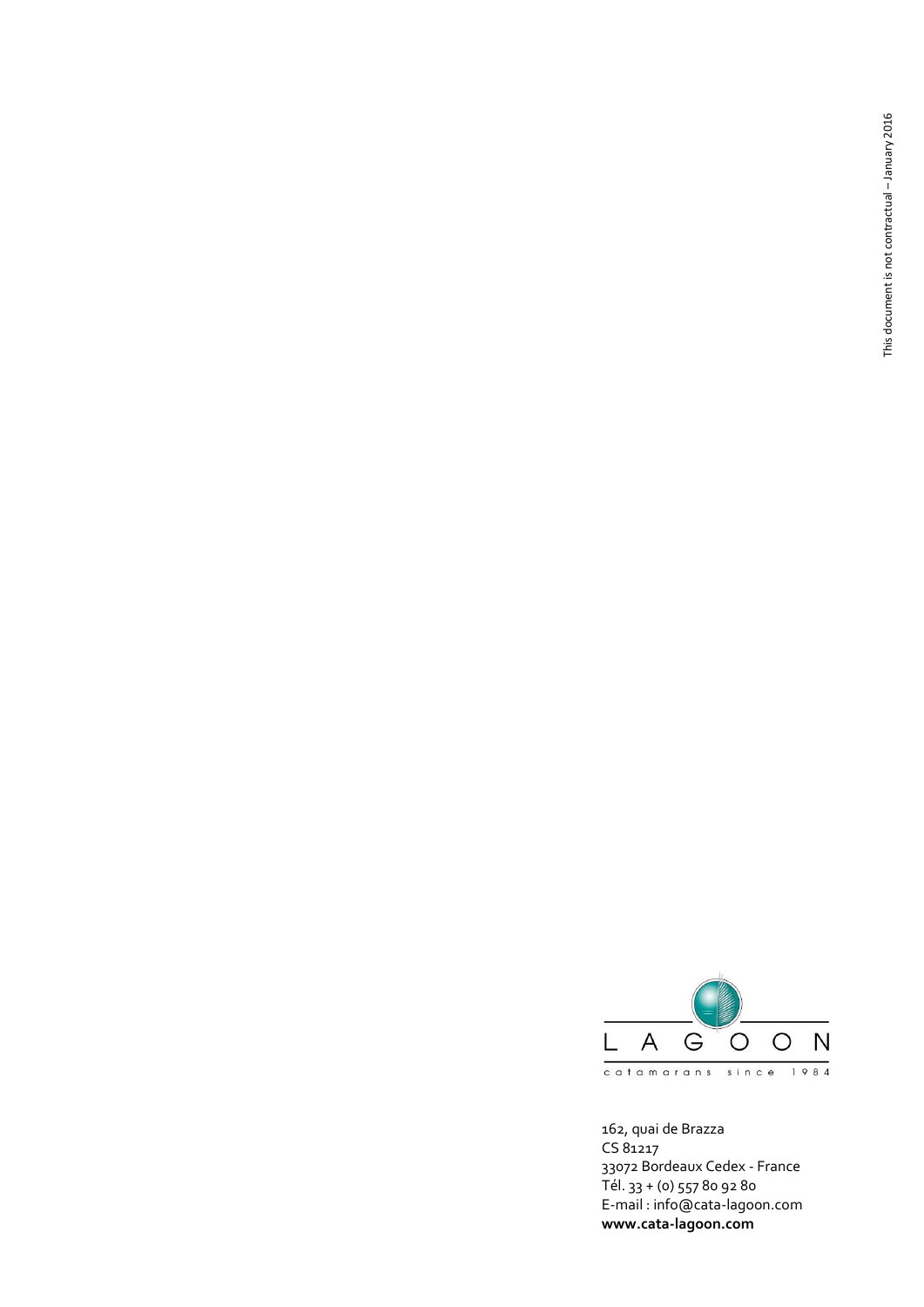This document is not contractual – January 2016

LAGOON

catamarans since 1984

162, quai de Brazza
CS 81217
33072 Bordeaux Cedex - France
Tél. 33 + (0) 557 80 92 80
E-mail : info@cata-lagoon.com
**www.cata-lagoon.com**